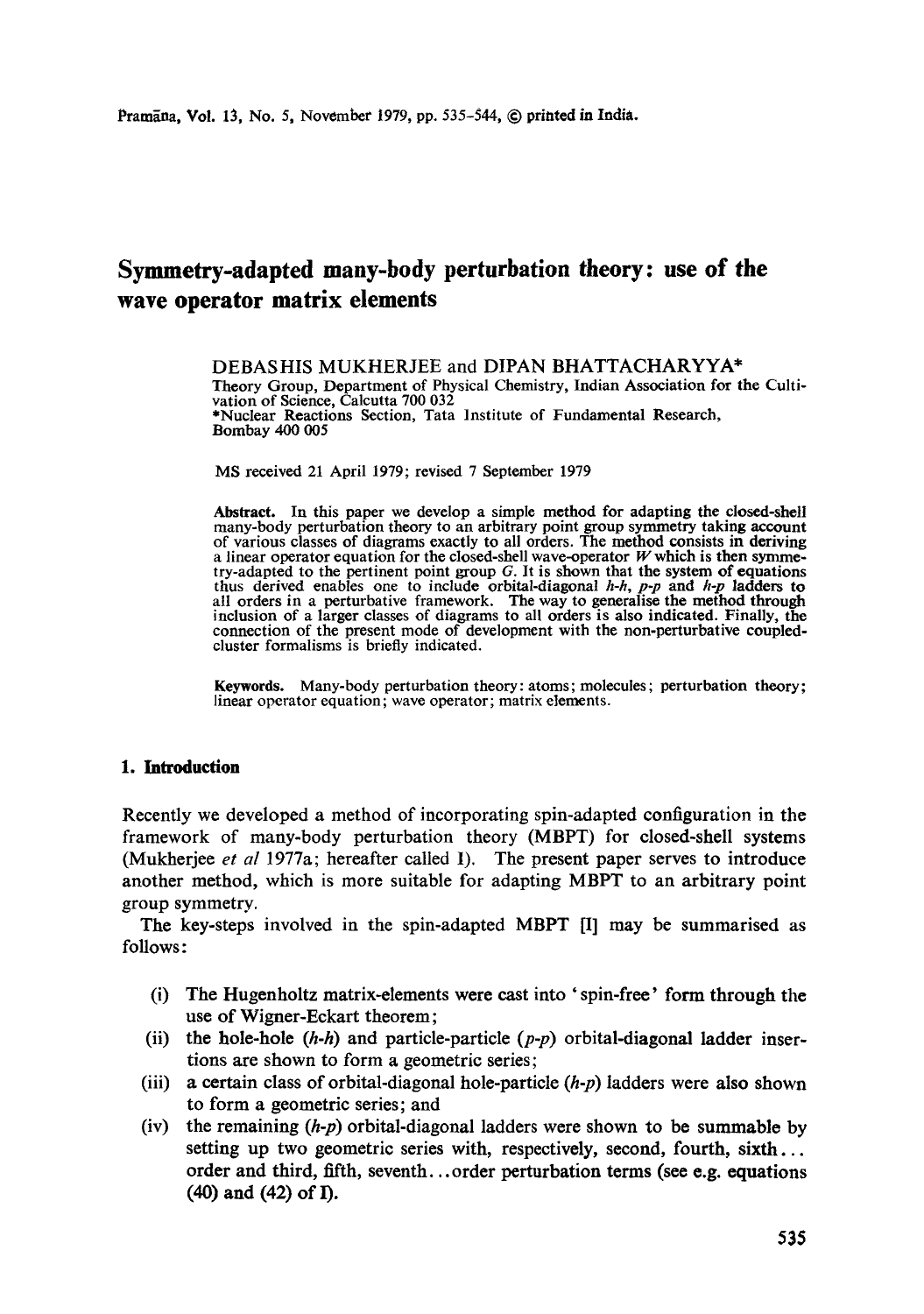# Symmetry-adapted many-body perturbation theory: use of the wave operator matrix elements

DEBASHIS MUKHERJEE and DIPAN BHATTACHARYYA*

Theory Group, Department of Physical Chemistry, Indian Association for the Cultivation of Science, Calcutta 700 032

*Nuclear Reactions Section, Tata Institute of Fundamental Research, Bombay 400 005

MS received 21 April 1979; revised 7 September 1979

**Abstract.** In this paper we develop a simple method for adapting the closed-shell many-body perturbation theory to an arbitrary point group symmetry taking account of various classes of diagrams exactly to all orders. The method consists in deriving a linear operator equation for the closed-shell wave-operator $W$ which is then symmetry-adapted to the pertinent point group $G$. It is shown that the system of equations thus derived enables one to include orbital-diagonal *h-h*, *p-p* and *h-p* ladders to all orders in a perturbative framework. The way to generalise the method through inclusion of a larger classes of diagrams to all orders is also indicated. Finally, the connection of the present mode of development with the non-perturbative coupled-cluster formalisms is briefly indicated.

**Keywords.** Many-body perturbation theory: atoms; molecules; perturbation theory; linear operator equation; wave operator; matrix elements.

## 1. Introduction

Recently we developed a method of incorporating spin-adapted configuration in the framework of many-body perturbation theory (MBPT) for closed-shell systems (Mukherjee *et al* 1977a; hereafter called I). The present paper serves to introduce another method, which is more suitable for adapting MBPT to an arbitrary point group symmetry.

The key-steps involved in the spin-adapted MBPT [I] may be summarised as follows:

(i) The Hugenholtz matrix-elements were cast into 'spin-free' form through the use of Wigner-Eckart theorem;

(ii) the hole-hole (*h-h*) and particle-particle (*p-p*) orbital-diagonal ladder insertions are shown to form a geometric series;

(iii) a certain class of orbital-diagonal hole-particle (*h-p*) ladders were also shown to form a geometric series; and

(iv) the remaining (*h-p*) orbital-diagonal ladders were shown to be summable by setting up two geometric series with, respectively, second, fourth, sixth... order and third, fifth, seventh...order perturbation terms (see e.g. equations (40) and (42) of I).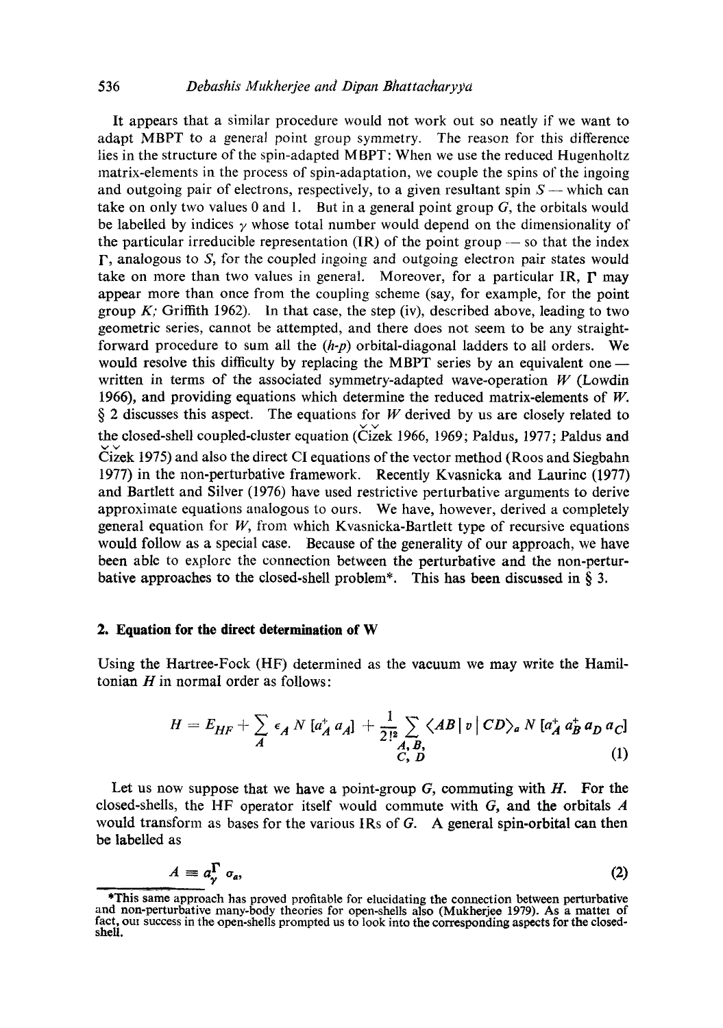It appears that a similar procedure would not work out so neatly if we want to adapt MBPT to a general point group symmetry. The reason for this difference lies in the structure of the spin-adapted MBPT: When we use the reduced Hugenholtz matrix-elements in the process of spin-adaptation, we couple the spins of the ingoing and outgoing pair of electrons, respectively, to a given resultant spin $S$ — which can take on only two values 0 and 1. But in a general point group $G$, the orbitals would be labelled by indices $\gamma$ whose total number would depend on the dimensionality of the particular irreducible representation (IR) of the point group — so that the index $\Gamma$, analogous to $S$, for the coupled ingoing and outgoing electron pair states would take on more than two values in general. Moreover, for a particular IR, $\Gamma$ may appear more than once from the coupling scheme (say, for example, for the point group $K$; Griffith 1962). In that case, the step (iv), described above, leading to two geometric series, cannot be attempted, and there does not seem to be any straightforward procedure to sum all the (*h-p*) orbital-diagonal ladders to all orders. We would resolve this difficulty by replacing the MBPT series by an equivalent one — written in terms of the associated symmetry-adapted wave-operation $W$ (Lowdin 1966), and providing equations which determine the reduced matrix-elements of $W$. § 2 discusses this aspect. The equations for $W$ derived by us are closely related to the closed-shell coupled-cluster equation (Čižek 1966, 1969; Paldus, 1977; Paldus and Čižek 1975) and also the direct CI equations of the vector method (Roos and Siegbahn 1977) in the non-perturbative framework. Recently Kvasnicka and Laurinc (1977) and Bartlett and Silver (1976) have used restrictive perturbative arguments to derive approximate equations analogous to ours. We have, however, derived a completely general equation for $W$, from which Kvasnicka-Bartlett type of recursive equations would follow as a special case. Because of the generality of our approach, we have been able to explore the connection between the perturbative and the non-perturbative approaches to the closed-shell problem*. This has been discussed in § 3.

## 2. Equation for the direct determination of W

Using the Hartree-Fock (HF) determined as the vacuum we may write the Hamiltonian $H$ in normal order as follows:

$$H = E_{HF} + \sum_{A} \epsilon_A N [a_A^+ a_A] + \frac{1}{2!^2} \sum_{\substack{A, B, \\ C, D}} \langle AB | v | CD \rangle_a N [a_A^+ a_B^+ a_D a_C] \tag{1}$$

Let us now suppose that we have a point-group $G$, commuting with $H$. For the closed-shells, the HF operator itself would commute with $G$, and the orbitals $A$ would transform as bases for the various IRs of $G$. A general spin-orbital can then be labelled as

$$A \equiv a_{\gamma}^{\Gamma} \sigma_a, \tag{2}$$

*This same approach has proved profitable for elucidating the connection between perturbative and non-perturbative many-body theories for open-shells also (Mukherjee 1979). As a matter of fact, our success in the open-shells prompted us to look into the corresponding aspects for the closed-shell.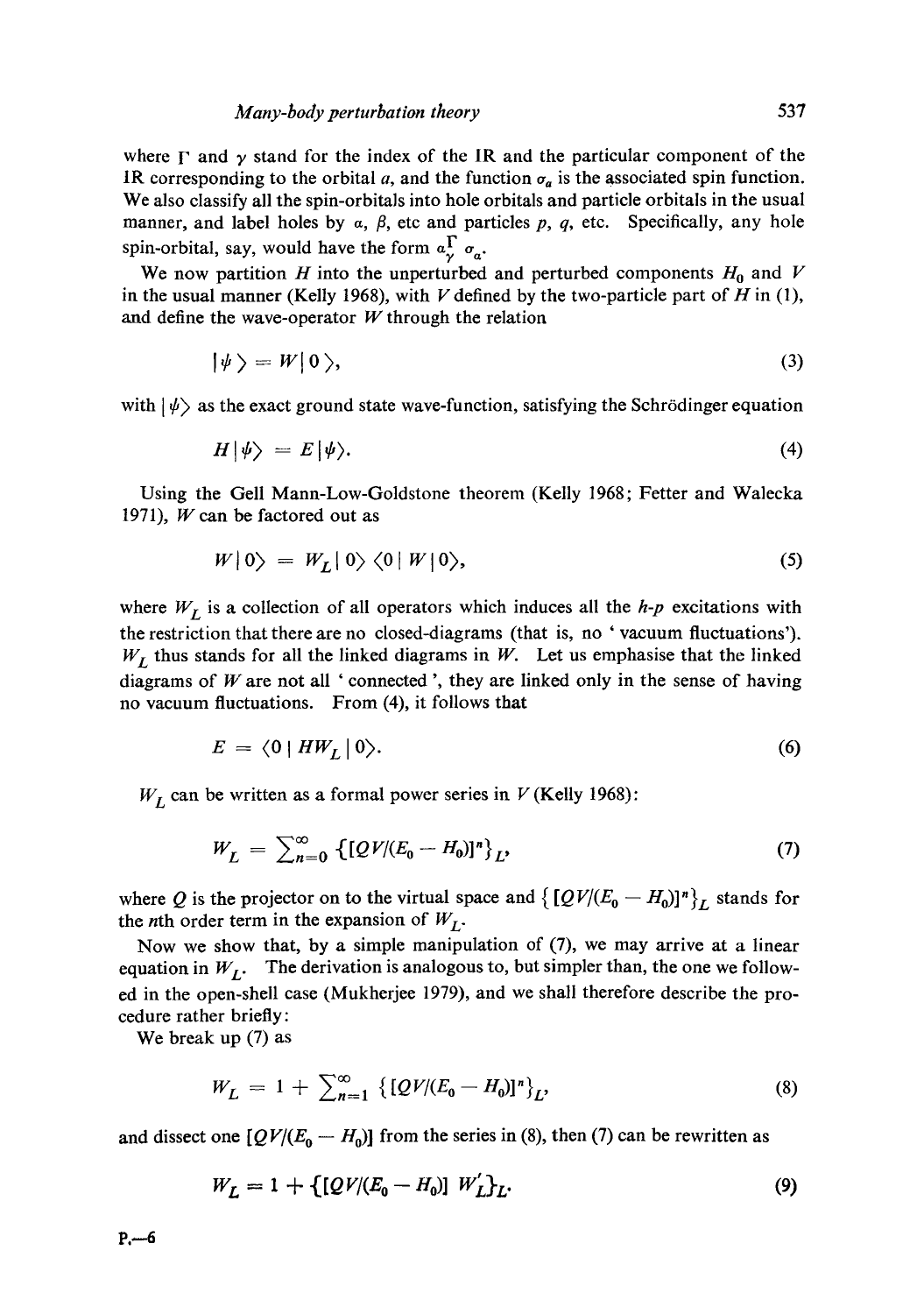where $\Gamma$ and $\gamma$ stand for the index of the IR and the particular component of the IR corresponding to the orbital $a$, and the function $\sigma_a$ is the associated spin function. We also classify all the spin-orbitals into hole orbitals and particle orbitals in the usual manner, and label holes by $\alpha$, $\beta$, etc and particles $p$, $q$, etc. Specifically, any hole spin-orbital, say, would have the form $\alpha_\gamma^\Gamma \sigma_\alpha$.

We now partition $H$ into the unperturbed and perturbed components $H_0$ and $V$ in the usual manner (Kelly 1968), with $V$ defined by the two-particle part of $H$ in (1), and define the wave-operator $W$ through the relation

$$|\psi\rangle = W|0\rangle, \tag{3}$$

with $|\psi\rangle$ as the exact ground state wave-function, satisfying the Schrödinger equation

$$H|\psi\rangle = E|\psi\rangle. \tag{4}$$

Using the Gell Mann-Low-Goldstone theorem (Kelly 1968; Fetter and Walecka 1971), $W$ can be factored out as

$$W|0\rangle = W_L|0\rangle\langle 0|W|0\rangle, \tag{5}$$

where $W_L$ is a collection of all operators which induces all the $h$-$p$ excitations with the restriction that there are no closed-diagrams (that is, no 'vacuum fluctuations'). $W_L$ thus stands for all the linked diagrams in $W$. Let us emphasise that the linked diagrams of $W$ are not all 'connected', they are linked only in the sense of having no vacuum fluctuations. From (4), it follows that

$$E = \langle 0|HW_L|0\rangle. \tag{6}$$

$W_L$ can be written as a formal power series in $V$ (Kelly 1968):

$$W_L = \sum_{n=0}^{\infty} \{[QV/(E_0 - H_0)]^n\}_L, \tag{7}$$

where $Q$ is the projector on to the virtual space and $\{[QV/(E_0 - H_0)]^n\}_L$ stands for the $n$th order term in the expansion of $W_L$.

Now we show that, by a simple manipulation of (7), we may arrive at a linear equation in $W_L$. The derivation is analogous to, but simpler than, the one we followed in the open-shell case (Mukherjee 1979), and we shall therefore describe the procedure rather briefly:

We break up (7) as

$$W_L = 1 + \sum_{n=1}^{\infty} \{[QV/(E_0 - H_0)]^n\}_L, \tag{8}$$

and dissect one $[QV/(E_0 - H_0)]$ from the series in (8), then (7) can be rewritten as

$$W_L = 1 + \{[QV/(E_0 - H_0)]\, W_L'\}_L. \tag{9}$$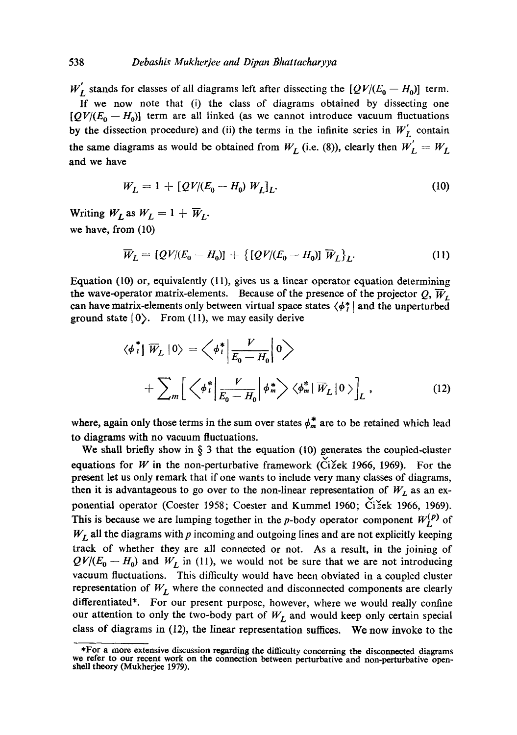$W_L'$ stands for classes of all diagrams left after dissecting the $[QV/(E_0 - H_0)]$ term.

If we now note that (i) the class of diagrams obtained by dissecting one $[QV/(E_0 - H_0)]$ term are all linked (as we cannot introduce vacuum fluctuations by the dissection procedure) and (ii) the terms in the infinite series in $W_L'$ contain the same diagrams as would be obtained from $W_L$ (i.e. (8)), clearly then $W_L' = W_L$ and we have

$$W_L = 1 + [QV/(E_0 - H_0)\, W_L]_L. \tag{10}$$

Writing $W_L$ as $W_L = 1 + \overline{W}_L$.

we have, from (10)

$$\overline{W}_L = [QV/(E_0 - H_0)] + \{[QV/(E_0 - H_0)]\, \overline{W}_L\}_L. \tag{11}$$

Equation (10) or, equivalently (11), gives us a linear operator equation determining the wave-operator matrix-elements. Because of the presence of the projector $Q$, $\overline{W}_L$ can have matrix-elements only between virtual space states $\langle \phi_l^* |$ and the unperturbed ground state $|0\rangle$. From (11), we may easily derive

$$\langle \phi_l^* | \overline{W}_L | 0 \rangle = \left\langle \phi_l^* \left| \frac{V}{E_0 - H_0} \right| 0 \right\rangle + \sum_m \left[ \left\langle \phi_l^* \left| \frac{V}{E_0 - H_0} \right| \phi_m^* \right\rangle \langle \phi_m^* | \overline{W}_L | 0 \rangle \right]_L, \tag{12}$$

where, again only those terms in the sum over states $\phi_m^*$ are to be retained which lead to diagrams with no vacuum fluctuations.

We shall briefly show in § 3 that the equation (10) generates the coupled-cluster equations for $W$ in the non-perturbative framework (Čižek 1966, 1969). For the present let us only remark that if one wants to include very many classes of diagrams, then it is advantageous to go over to the non-linear representation of $W_L$ as an exponential operator (Coester 1958; Coester and Kummel 1960; Čižek 1966, 1969). This is because we are lumping together in the $p$-body operator component $W_L^{(p)}$ of $W_L$ all the diagrams with $p$ incoming and outgoing lines and are not explicitly keeping track of whether they are all connected or not. As a result, in the joining of $QV/(E_0 - H_0)$ and $W_L$ in (11), we would not be sure that we are not introducing vacuum fluctuations. This difficulty would have been obviated in a coupled cluster representation of $W_L$ where the connected and disconnected components are clearly differentiated*. For our present purpose, however, where we would really confine our attention to only the two-body part of $W_L$ and would keep only certain special class of diagrams in (12), the linear representation suffices. We now invoke to the

*For a more extensive discussion regarding the difficulty concerning the disconnected diagrams we refer to our recent work on the connection between perturbative and non-perturbative open-shell theory (Mukherjee 1979).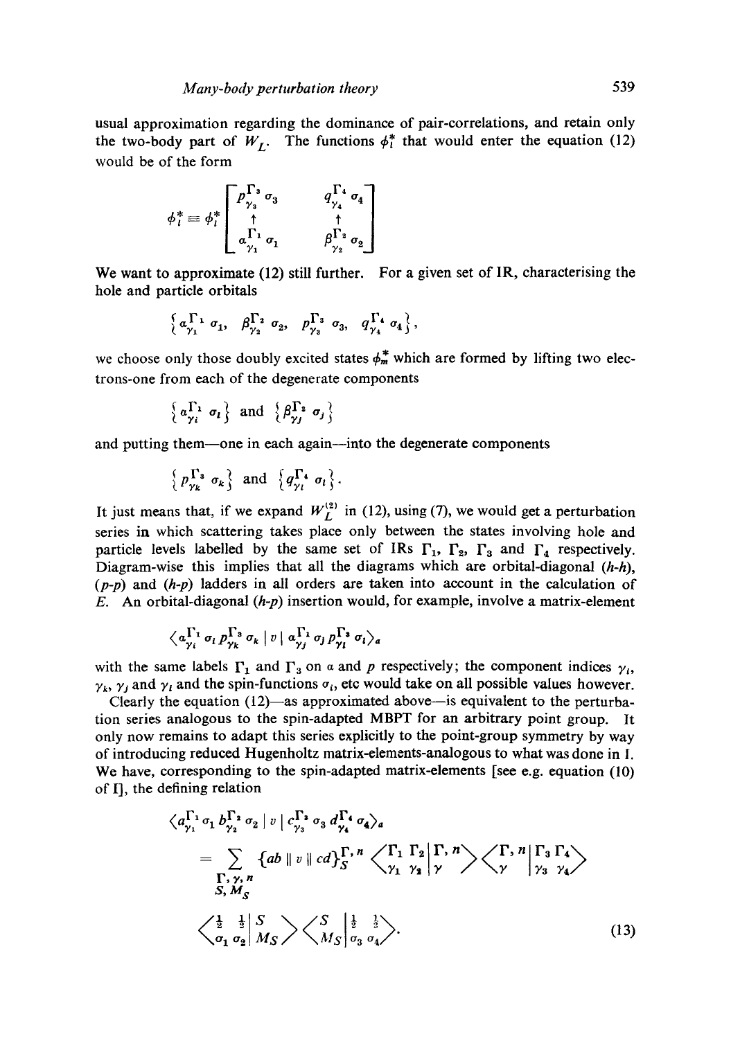usual approximation regarding the dominance of pair-correlations, and retain only the two-body part of $W_L$. The functions $\phi_l^*$ that would enter the equation (12) would be of the form

$$\phi_l^* \equiv \phi_l^* \begin{bmatrix} p_{\gamma_3}^{\Gamma_3}\,\sigma_3 & q_{\gamma_4}^{\Gamma_4}\,\sigma_4 \\ \uparrow & \uparrow \\ \alpha_{\gamma_1}^{\Gamma_1}\,\sigma_1 & \beta_{\gamma_2}^{\Gamma_2}\,\sigma_2 \end{bmatrix}$$

We want to approximate (12) still further. For a given set of IR, characterising the hole and particle orbitals

$$\left\{ \alpha_{\gamma_1}^{\Gamma_1}\,\sigma_1,\ \ \beta_{\gamma_2}^{\Gamma_2}\,\sigma_2,\ \ p_{\gamma_3}^{\Gamma_3}\,\sigma_3,\ \ q_{\gamma_4}^{\Gamma_4}\,\sigma_4 \right\},$$

we choose only those doubly excited states $\phi_m^*$ which are formed by lifting two electrons-one from each of the degenerate components

$$\left\{ \alpha_{\gamma_i}^{\Gamma_1}\,\sigma_i \right\} \text{ and } \left\{ \beta_{\gamma_j}^{\Gamma_2}\,\sigma_j \right\}$$

and putting them—one in each again—into the degenerate components

$$\left\{ p_{\gamma_k}^{\Gamma_3}\,\sigma_k \right\} \text{ and } \left\{ q_{\gamma_l}^{\Gamma_4}\,\sigma_l \right\}.$$

It just means that, if we expand $W_L^{(2)}$ in (12), using (7), we would get a perturbation series in which scattering takes place only between the states involving hole and particle levels labelled by the same set of IRs $\Gamma_1$, $\Gamma_2$, $\Gamma_3$ and $\Gamma_4$ respectively. Diagram-wise this implies that all the diagrams which are orbital-diagonal (*h-h*), (*p-p*) and (*h-p*) ladders in all orders are taken into account in the calculation of $E$. An orbital-diagonal (*h-p*) insertion would, for example, involve a matrix-element

$$\langle \alpha_{\gamma_i}^{\Gamma_1}\,\sigma_i\, p_{\gamma_k}^{\Gamma_3}\,\sigma_k \mid v \mid \alpha_{\gamma_j}^{\Gamma_1}\,\sigma_j\, p_{\gamma_l}^{\Gamma_3}\,\sigma_l \rangle_a$$

with the same labels $\Gamma_1$ and $\Gamma_3$ on $\alpha$ and $p$ respectively; the component indices $\gamma_i$, $\gamma_k$, $\gamma_j$ and $\gamma_l$ and the spin-functions $\sigma_i$, etc would take on all possible values however.

Clearly the equation (12)—as approximated above—is equivalent to the perturbation series analogous to the spin-adapted MBPT for an arbitrary point group. It only now remains to adapt this series explicitly to the point-group symmetry by way of introducing reduced Hugenholtz matrix-elements-analogous to what was done in I. We have, corresponding to the spin-adapted matrix-elements [see e.g. equation (10) of I], the defining relation

$$\langle a_{\gamma_1}^{\Gamma_1}\,\sigma_1\, b_{\gamma_2}^{\Gamma_2}\,\sigma_2 \mid v \mid c_{\gamma_3}^{\Gamma_3}\,\sigma_3\, d_{\gamma_4}^{\Gamma_4}\,\sigma_4 \rangle_a = \sum_{\substack{\Gamma,\gamma,n \\ S, M_S}} \{ab \parallel v \parallel cd\}_S^{\Gamma,n} \left\langle \begin{matrix} \Gamma_1 & \Gamma_2 \\ \gamma_1 & \gamma_2 \end{matrix} \middle| \begin{matrix} \Gamma, n \\ \gamma \end{matrix} \right\rangle \left\langle \begin{matrix} \Gamma, n \\ \gamma \end{matrix} \middle| \begin{matrix} \Gamma_3 & \Gamma_4 \\ \gamma_3 & \gamma_4 \end{matrix} \right\rangle$$
$$\left\langle \begin{matrix} \frac{1}{2} & \frac{1}{2} \\ \sigma_1 & \sigma_2 \end{matrix} \middle| \begin{matrix} S \\ M_S \end{matrix} \right\rangle \left\langle \begin{matrix} S \\ M_S \end{matrix} \middle| \begin{matrix} \frac{1}{2} & \frac{1}{2} \\ \sigma_3 & \sigma_4 \end{matrix} \right\rangle. \tag{13}$$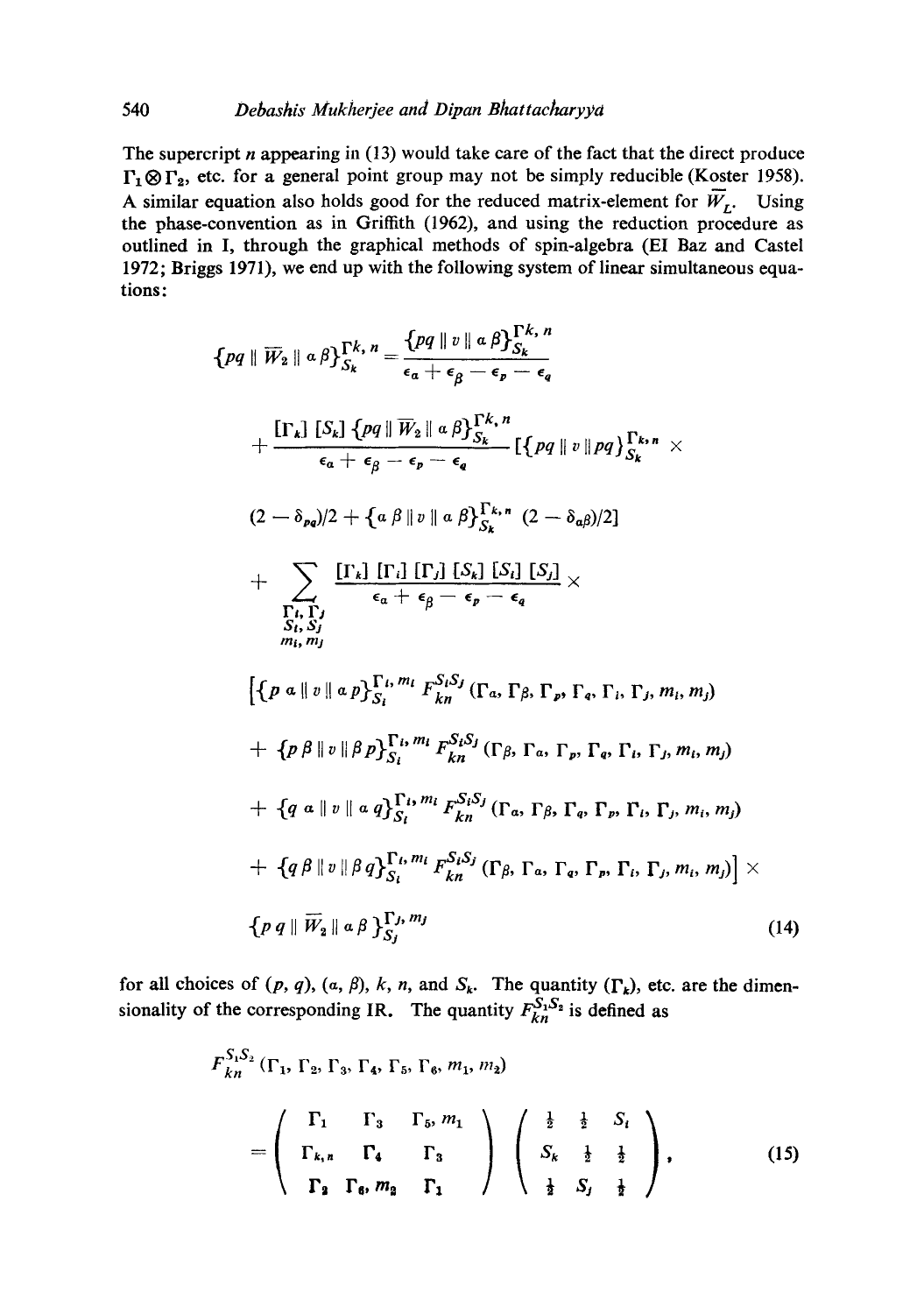The supercript $n$ appearing in (13) would take care of the fact that the direct produce $\Gamma_1 \otimes \Gamma_2$, etc. for a general point group may not be simply reducible (Koster 1958). A similar equation also holds good for the reduced matrix-element for $\overline{W}_L$. Using the phase-convention as in Griffith (1962), and using the reduction procedure as outlined in I, through the graphical methods of spin-algebra (El Baz and Castel 1972; Briggs 1971), we end up with the following system of linear simultaneous equations:

$$
\begin{aligned}
\{pq \,\|\, \overline{W}_2 \,\|\, \alpha\beta\}_{S_k}^{\Gamma k,\, n} &= \frac{\{pq \,\|\, v \,\|\, \alpha\beta\}_{S_k}^{\Gamma k,\, n}}{\epsilon_\alpha + \epsilon_\beta - \epsilon_p - \epsilon_q} \\
&+ \frac{[\Gamma_k]\,[S_k]\,\{pq \,\|\, \overline{W}_2 \,\|\, \alpha\beta\}_{S_k}^{\Gamma k,\, n}}{\epsilon_\alpha + \epsilon_\beta - \epsilon_p - \epsilon_q}\, [\{pq \,\|\, v \,\|\, pq\}_{S_k}^{\Gamma_k,\, n} \times \\
&\quad (2 - \delta_{pq})/2 + \{\alpha\beta \,\|\, v \,\|\, \alpha\beta\}_{S_k}^{\Gamma_k,\, n}\,(2 - \delta_{\alpha\beta})/2] \\
&+ \sum_{\substack{\Gamma_i,\, \Gamma_j \\ S_i,\, S_j \\ m_i,\, m_j}} \frac{[\Gamma_k]\,[\Gamma_i]\,[\Gamma_j]\,[S_k]\,[S_i]\,[S_j]}{\epsilon_\alpha + \epsilon_\beta - \epsilon_p - \epsilon_q} \times \\
&\quad \Big[\{p\,\alpha \,\|\, v \,\|\, \alpha\, p\}_{S_i}^{\Gamma_i,\, m_i}\, F_{kn}^{S_i S_j}(\Gamma_\alpha, \Gamma_\beta, \Gamma_p, \Gamma_q, \Gamma_i, \Gamma_j, m_i, m_j) \\
&\quad + \{p\,\beta \,\|\, v \,\|\, \beta\, p\}_{S_i}^{\Gamma_i,\, m_i}\, F_{kn}^{S_i S_j}(\Gamma_\beta, \Gamma_\alpha, \Gamma_p, \Gamma_q, \Gamma_i, \Gamma_j, m_i, m_j) \\
&\quad + \{q\,\alpha \,\|\, v \,\|\, \alpha\, q\}_{S_i}^{\Gamma_i,\, m_i}\, F_{kn}^{S_i S_j}(\Gamma_\alpha, \Gamma_\beta, \Gamma_q, \Gamma_p, \Gamma_i, \Gamma_j, m_i, m_j) \\
&\quad + \{q\,\beta \,\|\, v \,\|\, \beta\, q\}_{S_i}^{\Gamma_i,\, m_i}\, F_{kn}^{S_i S_j}(\Gamma_\beta, \Gamma_\alpha, \Gamma_q, \Gamma_p, \Gamma_i, \Gamma_j, m_i, m_j)\Big] \times \\
&\quad \{p\,q \,\|\, \overline{W}_2 \,\|\, \alpha\,\beta\}_{S_j}^{\Gamma_j,\, m_j}
\end{aligned}
\tag{14}
$$

for all choices of $(p, q)$, $(\alpha, \beta)$, $k$, $n$, and $S_k$. The quantity $(\Gamma_k)$, etc. are the dimensionality of the corresponding IR. The quantity $F_{kn}^{S_1 S_2}$ is defined as

$$
F_{kn}^{S_1 S_2}(\Gamma_1, \Gamma_2, \Gamma_3, \Gamma_4, \Gamma_5, \Gamma_6, m_1, m_2) = \begin{pmatrix} \Gamma_1 & \Gamma_3 & \Gamma_5, m_1 \\ \Gamma_{k,n} & \Gamma_4 & \Gamma_3 \\ \Gamma_2 & \Gamma_6, m_2 & \Gamma_1 \end{pmatrix} \begin{pmatrix} \frac{1}{2} & \frac{1}{2} & S_i \\ S_k & \frac{1}{2} & \frac{1}{2} \\ \frac{1}{2} & S_j & \frac{1}{2} \end{pmatrix}, \tag{15}
$$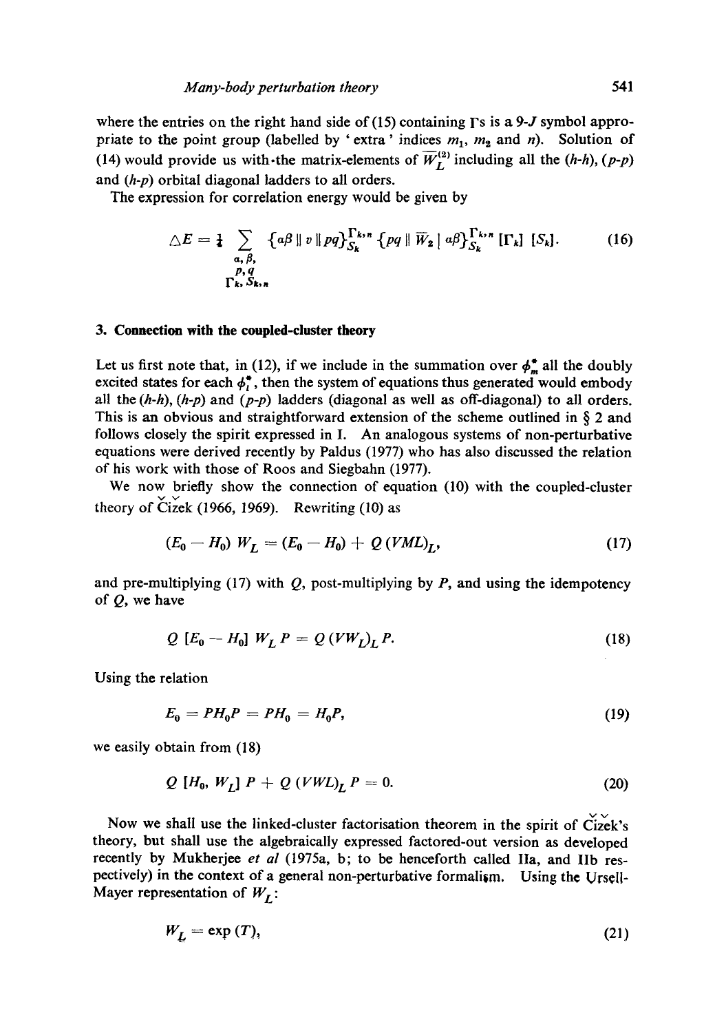where the entries on the right hand side of (15) containing $\Gamma$s is a 9-$J$ symbol appropriate to the point group (labelled by 'extra' indices $m_1$, $m_2$ and $n$). Solution of (14) would provide us with the matrix-elements of $\overline{W}_L^{(2)}$ including all the (*h-h*), (*p-p*) and (*h-p*) orbital diagonal ladders to all orders.

The expression for correlation energy would be given by

$$\triangle E = \tfrac{1}{4} \sum_{\substack{\alpha, \beta, \\ p, q \\ \Gamma_k, S_k, n}} \{\alpha\beta \parallel v \parallel pq\}_{S_k}^{\Gamma_k, n} \{pq \parallel \overline{W}_2 \mid \alpha\beta\}_{S_k}^{\Gamma_k, n} [\Gamma_k] \, [S_k]. \tag{16}$$

## 3. Connection with the coupled-cluster theory

Let us first note that, in (12), if we include in the summation over $\phi_m^*$ all the doubly excited states for each $\phi_l^*$, then the system of equations thus generated would embody all the (*h-h*), (*h-p*) and (*p-p*) ladders (diagonal as well as off-diagonal) to all orders. This is an obvious and straightforward extension of the scheme outlined in § 2 and follows closely the spirit expressed in I. An analogous systems of non-perturbative equations were derived recently by Paldus (1977) who has also discussed the relation of his work with those of Roos and Siegbahn (1977).

We now briefly show the connection of equation (10) with the coupled-cluster theory of Čižek (1966, 1969). Rewriting (10) as

$$(E_0 - H_0) \, W_L = (E_0 - H_0) + Q \, (VML)_L, \tag{17}$$

and pre-multiplying (17) with $Q$, post-multiplying by $P$, and using the idempotency of $Q$, we have

$$Q \, [E_0 - H_0] \, W_L \, P = Q \, (VW_L)_L \, P. \tag{18}$$

Using the relation

$$E_0 = PH_0P = PH_0 = H_0P, \tag{19}$$

we easily obtain from (18)

$$Q \, [H_0, W_L] \, P + Q \, (VWL)_L \, P = 0. \tag{20}$$

Now we shall use the linked-cluster factorisation theorem in the spirit of Čižek's theory, but shall use the algebraically expressed factored-out version as developed recently by Mukherjee *et al* (1975a, b; to be henceforth called IIa, and IIb respectively) in the context of a general non-perturbative formalism. Using the Ursell-Mayer representation of $W_L$:

$$W_L = \exp{(T)}, \tag{21}$$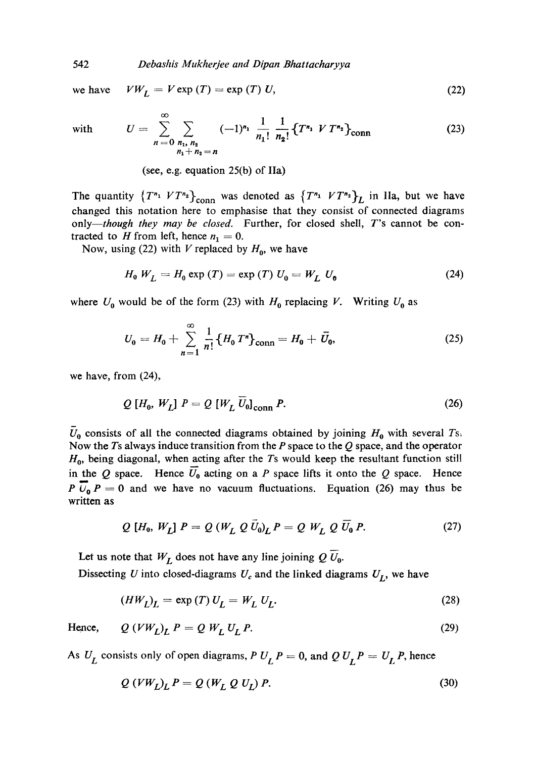we have $\quad VW_L = V\exp(T) = \exp(T)\, U,$ $\quad$ (22)

$$\text{with} \qquad U = \sum_{n=0}^{\infty} \sum_{\substack{n_1, n_2 \\ n_1+n_2=n}} (-1)^{n_1} \frac{1}{n_1!} \frac{1}{n_2!} \{T^{n_1}\, V\, T^{n_2}\}_{\text{conn}} \tag{23}$$

(see, e.g. equation 25(b) of IIa)

The quantity $\{T^{n_1}\, VT^{n_2}\}_{\text{conn}}$ was denoted as $\{T^{n_1}\, VT^{n_2}\}_L$ in IIa, but we have changed this notation here to emphasise that they consist of connected diagrams only—*though they may be closed.* Further, for closed shell, $T$'s cannot be contracted to $H$ from left, hence $n_1 = 0$.

Now, using (22) with $V$ replaced by $H_0$, we have

$$H_0\, W_L = H_0 \exp(T) = \exp(T)\, U_0 = W_L\, U_0 \tag{24}$$

where $U_0$ would be of the form (23) with $H_0$ replacing $V$. Writing $U_0$ as

$$U_0 = H_0 + \sum_{n=1}^{\infty} \frac{1}{n!} \{H_0\, T^n\}_{\text{conn}} = H_0 + \bar{U}_0, \tag{25}$$

we have, from (24),

$$Q\,[H_0,\, W_L]\, P = Q\,[W_L\, \bar{U}_0]_{\text{conn}}\, P. \tag{26}$$

$\bar{U}_0$ consists of all the connected diagrams obtained by joining $H_0$ with several $T$s. Now the $T$s always induce transition from the $P$ space to the $Q$ space, and the operator $H_0$, being diagonal, when acting after the $T$s would keep the resultant function still in the $Q$ space. Hence $\bar{U}_0$ acting on a $P$ space lifts it onto the $Q$ space. Hence $P\,\bar{U}_0\, P = 0$ and we have no vacuum fluctuations. Equation (26) may thus be written as

$$Q\,[H_0,\, W_L]\, P = Q\,(W_L\, Q\, \bar{U}_0)_L\, P = Q\, W_L\, Q\, \bar{U}_0\, P. \tag{27}$$

Let us note that $W_L$ does not have any line joining $Q\,\bar{U}_0$.

Dissecting $U$ into closed-diagrams $U_c$ and the linked diagrams $U_L$, we have

$$(HW_L)_L = \exp(T)\, U_L = W_L\, U_L. \tag{28}$$

Hence, $\quad Q\,(VW_L)_L\, P = Q\, W_L\, U_L\, P.$ $\quad$ (29)

As $U_L$ consists only of open diagrams, $P\, U_L\, P = 0$, and $Q\, U_L\, P = U_L\, P$, hence

$$Q\,(VW_L)_L\, P = Q\,(W_L\, Q\, U_L)\, P. \tag{30}$$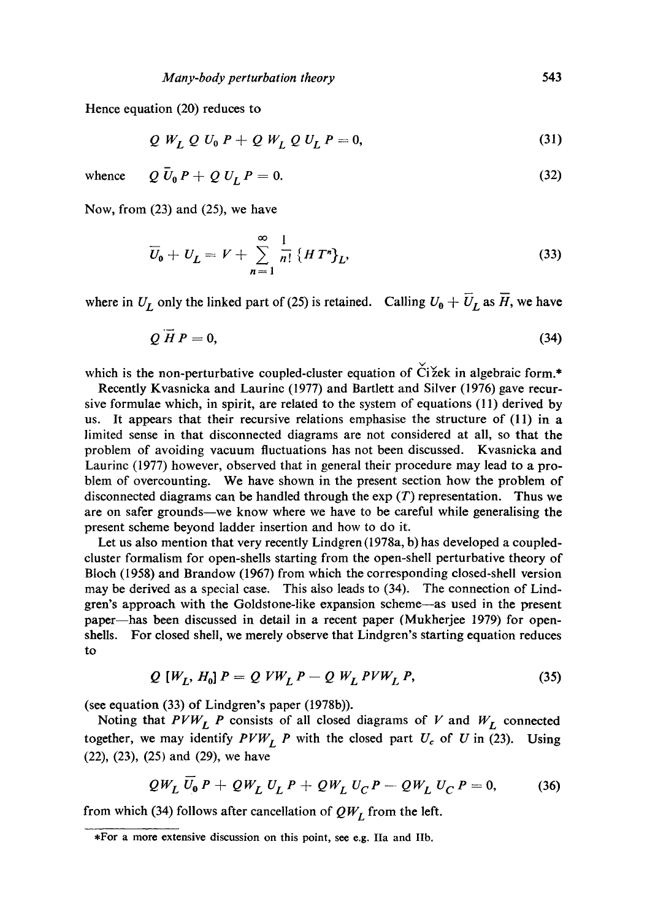Hence equation (20) reduces to

$$Q\, W_L\, Q\, U_0\, P + Q\, W_L\, Q\, U_L\, P = 0, \tag{31}$$

whence $\quad Q\, \bar{U}_0\, P + Q\, U_L\, P = 0. \qquad (32)$

Now, from (23) and (25), we have

$$\bar{U}_0 + U_L = V + \sum_{n=1}^{\infty} \frac{1}{n!} \{H T^n\}_L, \tag{33}$$

where in $U_L$ only the linked part of (25) is retained. Calling $U_0 + \bar{U}_L$ as $\bar{H}$, we have

$$Q\, \bar{H}\, P = 0, \tag{34}$$

which is the non-perturbative coupled-cluster equation of Čižek in algebraic form.*

Recently Kvasnicka and Laurinc (1977) and Bartlett and Silver (1976) gave recursive formulae which, in spirit, are related to the system of equations (11) derived by us. It appears that their recursive relations emphasise the structure of (11) in a limited sense in that disconnected diagrams are not considered at all, so that the problem of avoiding vacuum fluctuations has not been discussed. Kvasnicka and Laurinc (1977) however, observed that in general their procedure may lead to a problem of overcounting. We have shown in the present section how the problem of disconnected diagrams can be handled through the exp ($T$) representation. Thus we are on safer grounds—we know where we have to be careful while generalising the present scheme beyond ladder insertion and how to do it.

Let us also mention that very recently Lindgren (1978a, b) has developed a coupled-cluster formalism for open-shells starting from the open-shell perturbative theory of Bloch (1958) and Brandow (1967) from which the corresponding closed-shell version may be derived as a special case. This also leads to (34). The connection of Lindgren's approach with the Goldstone-like expansion scheme—as used in the present paper—has been discussed in detail in a recent paper (Mukherjee 1979) for open-shells. For closed shell, we merely observe that Lindgren's starting equation reduces to

$$Q\, [W_L, H_0]\, P = Q\, V W_L\, P - Q\, W_L\, P V W_L\, P, \tag{35}$$

(see equation (33) of Lindgren's paper (1978b)).

Noting that $PVW_L\, P$ consists of all closed diagrams of $V$ and $W_L$ connected together, we may identify $PVW_L\, P$ with the closed part $U_c$ of $U$ in (23). Using (22), (23), (25) and (29), we have

$$QW_L\, \bar{U}_0\, P + QW_L\, U_L\, P + QW_L\, U_C\, P - QW_L\, U_C\, P = 0, \tag{36}$$

from which (34) follows after cancellation of $QW_L$ from the left.

*For a more extensive discussion on this point, see e.g. IIa and IIb.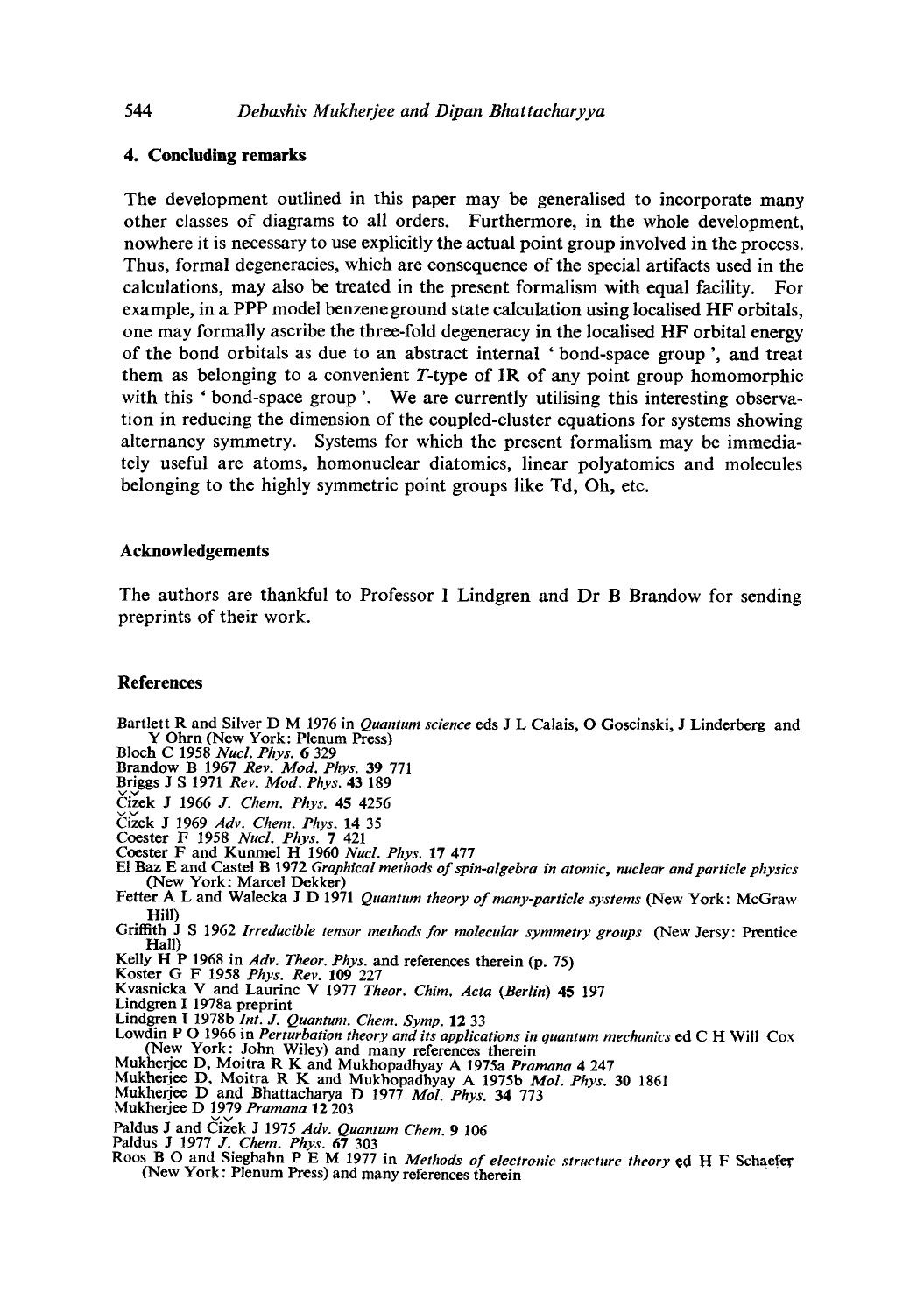## 4. Concluding remarks

The development outlined in this paper may be generalised to incorporate many other classes of diagrams to all orders. Furthermore, in the whole development, nowhere it is necessary to use explicitly the actual point group involved in the process. Thus, formal degeneracies, which are consequence of the special artifacts used in the calculations, may also be treated in the present formalism with equal facility. For example, in a PPP model benzene ground state calculation using localised HF orbitals, one may formally ascribe the three-fold degeneracy in the localised HF orbital energy of the bond orbitals as due to an abstract internal 'bond-space group', and treat them as belonging to a convenient $T$-type of IR of any point group homomorphic with this 'bond-space group'. We are currently utilising this interesting observation in reducing the dimension of the coupled-cluster equations for systems showing alternancy symmetry. Systems for which the present formalism may be immediately useful are atoms, homonuclear diatomics, linear polyatomics and molecules belonging to the highly symmetric point groups like Td, Oh, etc.

### Acknowledgements

The authors are thankful to Professor I Lindgren and Dr B Brandow for sending preprints of their work.

### References

Bartlett R and Silver D M 1976 in *Quantum science* eds J L Calais, O Goscinski, J Linderberg and Y Ohrn (New York: Plenum Press)
Bloch C 1958 *Nucl. Phys.* **6** 329
Brandow B 1967 *Rev. Mod. Phys.* **39** 771
Briggs J S 1971 *Rev. Mod. Phys.* **43** 189
Čížek J 1966 *J. Chem. Phys.* **45** 4256
Čížek J 1969 *Adv. Chem. Phys.* **14** 35
Coester F 1958 *Nucl. Phys.* **7** 421
Coester F and Kunmel H 1960 *Nucl. Phys.* **17** 477
El Baz E and Castel B 1972 *Graphical methods of spin-algebra in atomic, nuclear and particle physics* (New York: Marcel Dekker)
Fetter A L and Walecka J D 1971 *Quantum theory of many-particle systems* (New York: McGraw Hill)
Griffith J S 1962 *Irreducible tensor methods for molecular symmetry groups* (New Jersy: Prentice Hall)
Kelly H P 1968 in *Adv. Theor. Phys.* and references therein (p. 75)
Koster G F 1958 *Phys. Rev.* **109** 227
Kvasnicka V and Laurinc V 1977 *Theor. Chim. Acta (Berlin)* **45** 197
Lindgren I 1978a preprint
Lindgren I 1978b *Int. J. Quantum. Chem. Symp.* **12** 33
Lowdin P O 1966 in *Perturbation theory and its applications in quantum mechanics* ed C H Will Cox (New York: John Wiley) and many references therein
Mukherjee D, Moitra R K and Mukhopadhyay A 1975a *Pramana* **4** 247
Mukherjee D, Moitra R K and Mukhopadhyay A 1975b *Mol. Phys.* **30** 1861
Mukherjee D and Bhattacharya D 1977 *Mol. Phys.* **34** 773
Mukherjee D 1979 *Pramana* **12** 203
Paldus J and Čížek J 1975 *Adv. Quantum Chem.* **9** 106
Paldus J 1977 *J. Chem. Phys.* **67** 303
Roos B O and Siegbahn P E M 1977 in *Methods of electronic structure theory* ed H F Schaefer (New York: Plenum Press) and many references therein